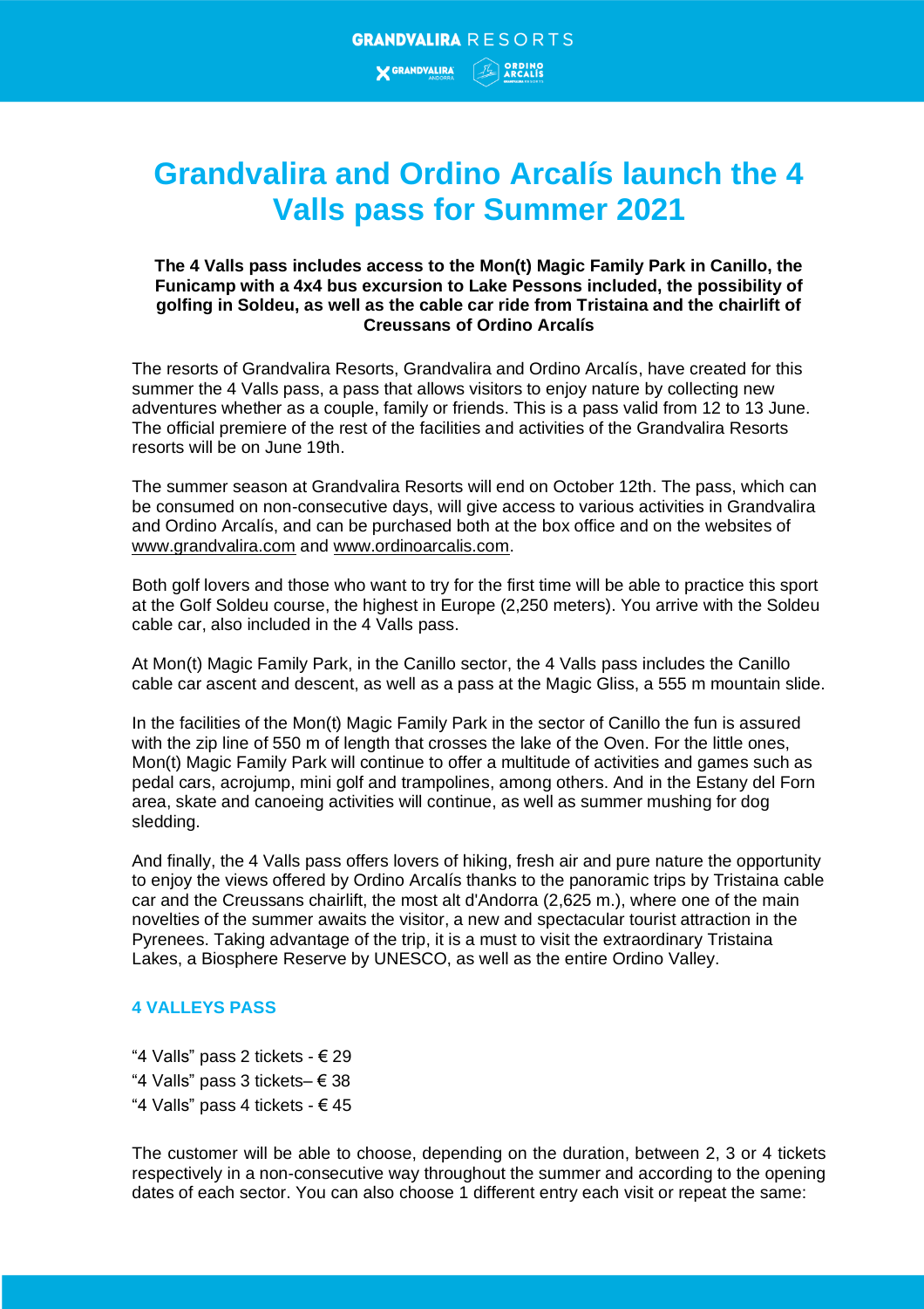# Grandvalira and Ordino Arcalís launch the 4 Valls pass for Summer 2021

**The 4 Valls pass includes access to the Mon(t) Magic Family Park in Canillo, the Funicamp with a 4x4 bus excursion to Lake Pessons included, the possibility of golfing in Soldeu, as well as the cable car ride from Tristaina and the chairlift of Creussans of Ordino Arcalís**

The resorts of Grandvalira Resorts, Grandvalira and Ordino Arcalís, have created for this summer the 4 Valls pass, a pass that allows visitors to enjoy nature by collecting new adventures whether as a couple, family or friends. This is a pass valid from 12 to 13 June. The official premiere of the rest of the facilities and activities of the Grandvalira Resorts resorts will be on June 19th.

The summer season at Grandvalira Resorts will end on October 12th. The pass, which can be consumed on non-consecutive days, will give access to various activities in Grandvalira and Ordino Arcalís, and can be purchased both at the box office and on the websites of www.grandvalira.com and www.ordinoarcalis.com.

Both golf lovers and those who want to try for the first time will be able to practice this sport at the Golf Soldeu course, the highest in Europe (2,250 meters). You arrive with the Soldeu cable car, also included in the 4 Valls pass.

At Mon(t) Magic Family Park, in the Canillo sector, the 4 Valls pass includes the Canillo cable car ascent and descent, as well as a pass at the Magic Gliss, a 555 m mountain slide.

In the facilities of the Mon(t) Magic Family Park in the sector of Canillo the fun is assured with the zip line of 550 m of length that crosses the lake of the Oven. For the little ones, Mon(t) Magic Family Park will continue to offer a multitude of activities and games such as pedal cars, acrojump, mini golf and trampolines, among others. And in the Estany del Forn area, skate and canoeing activities will continue, as well as summer mushing for dog sledding.

And finally, the 4 Valls pass offers lovers of hiking, fresh air and pure nature the opportunity to enjoy the views offered by Ordino Arcalís thanks to the panoramic trips by Tristaina cable car and the Creussans chairlift, the most alt d'Andorra (2,625 m.), where one of the main novelties of the summer awaits the visitor, a new and spectacular tourist attraction in the Pyrenees. Taking advantage of the trip, it is a must to visit the extraordinary Tristaina Lakes, a Biosphere Reserve by UNESCO, as well as the entire Ordino Valley.

### 4 VALLEYS PASS

"4 Valls" pass 2 tickets - € 29
"4 Valls" pass 3 tickets– € 38
"4 Valls" pass 4 tickets - € 45

The customer will be able to choose, depending on the duration, between 2, 3 or 4 tickets respectively in a non-consecutive way throughout the summer and according to the opening dates of each sector. You can also choose 1 different entry each visit or repeat the same: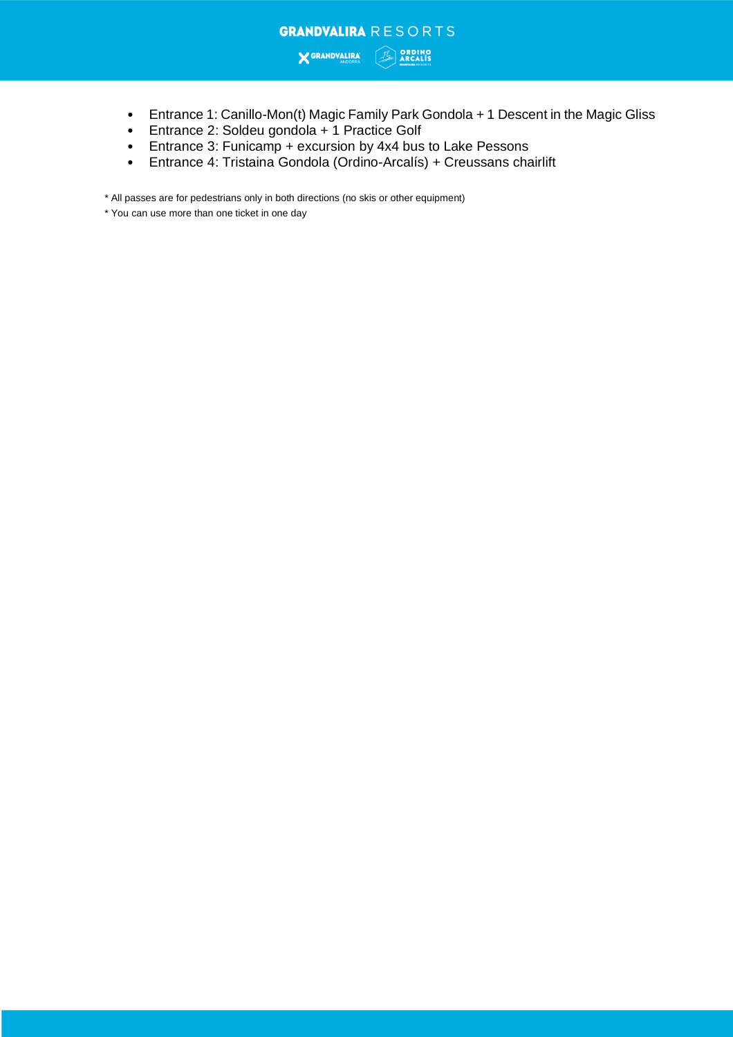- Entrance 1: Canillo-Mon(t) Magic Family Park Gondola + 1 Descent in the Magic Gliss
- Entrance 2: Soldeu gondola + 1 Practice Golf
- Entrance 3: Funicamp + excursion by 4x4 bus to Lake Pessons
- Entrance 4: Tristaina Gondola (Ordino-Arcalís) + Creussans chairlift

* All passes are for pedestrians only in both directions (no skis or other equipment)

* You can use more than one ticket in one day